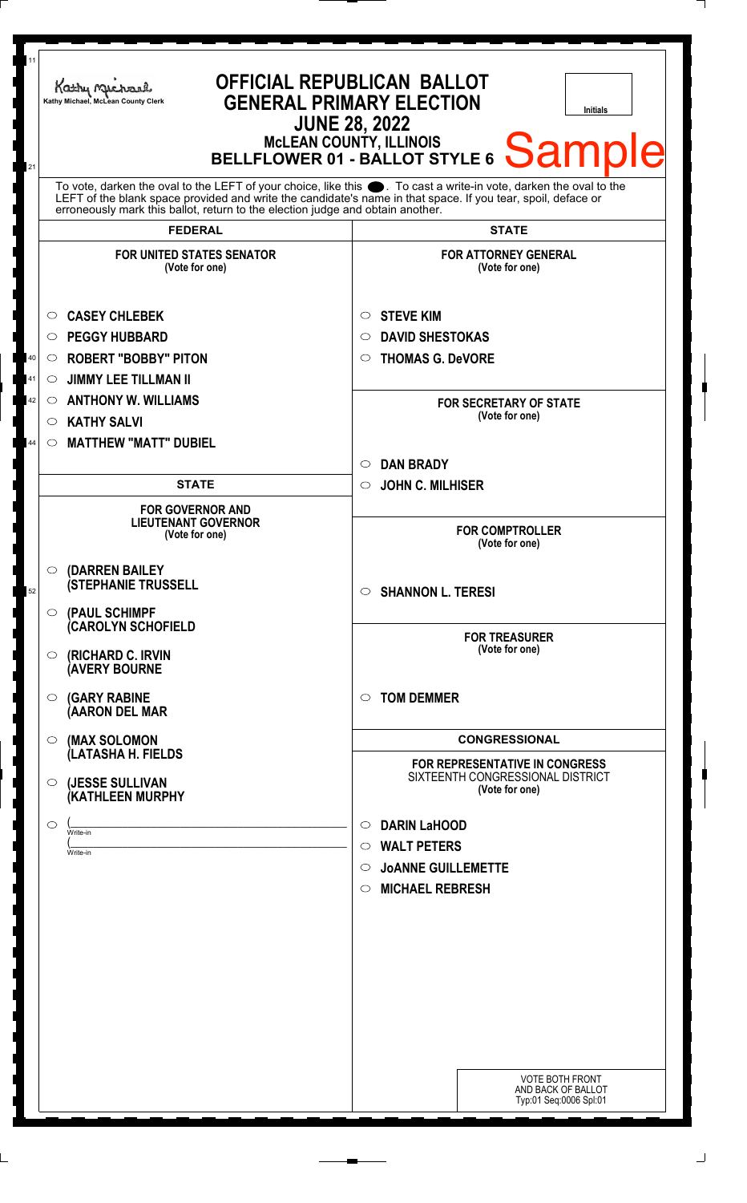Kathy Michael, McLean County Clerk

# OFFICIAL REPUBLICAN BALLOT
## GENERAL PRIMARY ELECTION
## JUNE 28, 2022
### McLEAN COUNTY, ILLINOIS
### BELLFLOWER 01 - BALLOT STYLE 6

Sample

Initials

To vote, darken the oval to the LEFT of your choice, like this ●. To cast a write-in vote, darken the oval to the LEFT of the blank space provided and write the candidate's name in that space. If you tear, spoil, deface or erroneously mark this ballot, return to the election judge and obtain another.

## FEDERAL

### FOR UNITED STATES SENATOR
(Vote for one)

- ○ CASEY CHLEBEK
- ○ PEGGY HUBBARD
- ○ ROBERT "BOBBY" PITON
- ○ JIMMY LEE TILLMAN II
- ○ ANTHONY W. WILLIAMS
- ○ KATHY SALVI
- ○ MATTHEW "MATT" DUBIEL

## STATE

### FOR GOVERNOR AND LIEUTENANT GOVERNOR
(Vote for one)

- ○ (DARREN BAILEY (STEPHANIE TRUSSELL
- ○ (PAUL SCHIMPF (CAROLYN SCHOFIELD
- ○ (RICHARD C. IRVIN (AVERY BOURNE
- ○ (GARY RABINE (AARON DEL MAR
- ○ (MAX SOLOMON (LATASHA H. FIELDS
- ○ (JESSE SULLIVAN (KATHLEEN MURPHY
- ○ (______________ Write-in  
  (______________ Write-in

## STATE

### FOR ATTORNEY GENERAL
(Vote for one)

- ○ STEVE KIM
- ○ DAVID SHESTOKAS
- ○ THOMAS G. DeVORE

### FOR SECRETARY OF STATE
(Vote for one)

- ○ DAN BRADY
- ○ JOHN C. MILHISER

### FOR COMPTROLLER
(Vote for one)

- ○ SHANNON L. TERESI

### FOR TREASURER
(Vote for one)

- ○ TOM DEMMER

## CONGRESSIONAL

### FOR REPRESENTATIVE IN CONGRESS
SIXTEENTH CONGRESSIONAL DISTRICT  
(Vote for one)

- ○ DARIN LaHOOD
- ○ WALT PETERS
- ○ JoANNE GUILLEMETTE
- ○ MICHAEL REBRESH

VOTE BOTH FRONT AND BACK OF BALLOT  
Typ:01 Seq:0006 Spl:01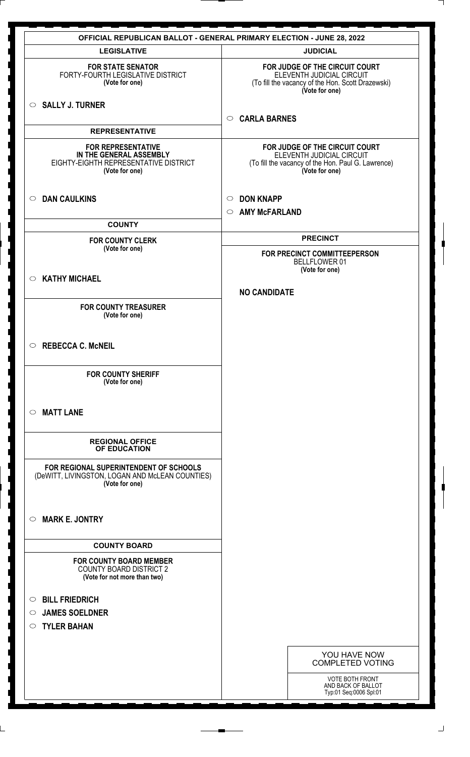# OFFICIAL REPUBLICAN BALLOT - GENERAL PRIMARY ELECTION - JUNE 28, 2022

## LEGISLATIVE

**FOR STATE SENATOR**
FORTY-FOURTH LEGISLATIVE DISTRICT
**(Vote for one)**

- ○ **SALLY J. TURNER**

## REPRESENTATIVE

**FOR REPRESENTATIVE IN THE GENERAL ASSEMBLY**
EIGHTY-EIGHTH REPRESENTATIVE DISTRICT
**(Vote for one)**

- ○ **DAN CAULKINS**

## COUNTY

**FOR COUNTY CLERK**
**(Vote for one)**

- ○ **KATHY MICHAEL**

**FOR COUNTY TREASURER**
**(Vote for one)**

- ○ **REBECCA C. McNEIL**

**FOR COUNTY SHERIFF**
**(Vote for one)**

- ○ **MATT LANE**

## REGIONAL OFFICE OF EDUCATION

**FOR REGIONAL SUPERINTENDENT OF SCHOOLS**
(DeWITT, LIVINGSTON, LOGAN AND McLEAN COUNTIES)
**(Vote for one)**

- ○ **MARK E. JONTRY**

## COUNTY BOARD

**FOR COUNTY BOARD MEMBER**
COUNTY BOARD DISTRICT 2
**(Vote for not more than two)**

- ○ **BILL FRIEDRICH**
- ○ **JAMES SOELDNER**
- ○ **TYLER BAHAN**

## JUDICIAL

**FOR JUDGE OF THE CIRCUIT COURT**
ELEVENTH JUDICIAL CIRCUIT
(To fill the vacancy of the Hon. Scott Drazewski)
**(Vote for one)**

- ○ **CARLA BARNES**

**FOR JUDGE OF THE CIRCUIT COURT**
ELEVENTH JUDICIAL CIRCUIT
(To fill the vacancy of the Hon. Paul G. Lawrence)
**(Vote for one)**

- ○ **DON KNAPP**
- ○ **AMY McFARLAND**

## PRECINCT

**FOR PRECINCT COMMITTEEPERSON**
BELLFLOWER 01
**(Vote for one)**

**NO CANDIDATE**

YOU HAVE NOW COMPLETED VOTING

VOTE BOTH FRONT AND BACK OF BALLOT
Typ:01 Seq:0006 Spl:01